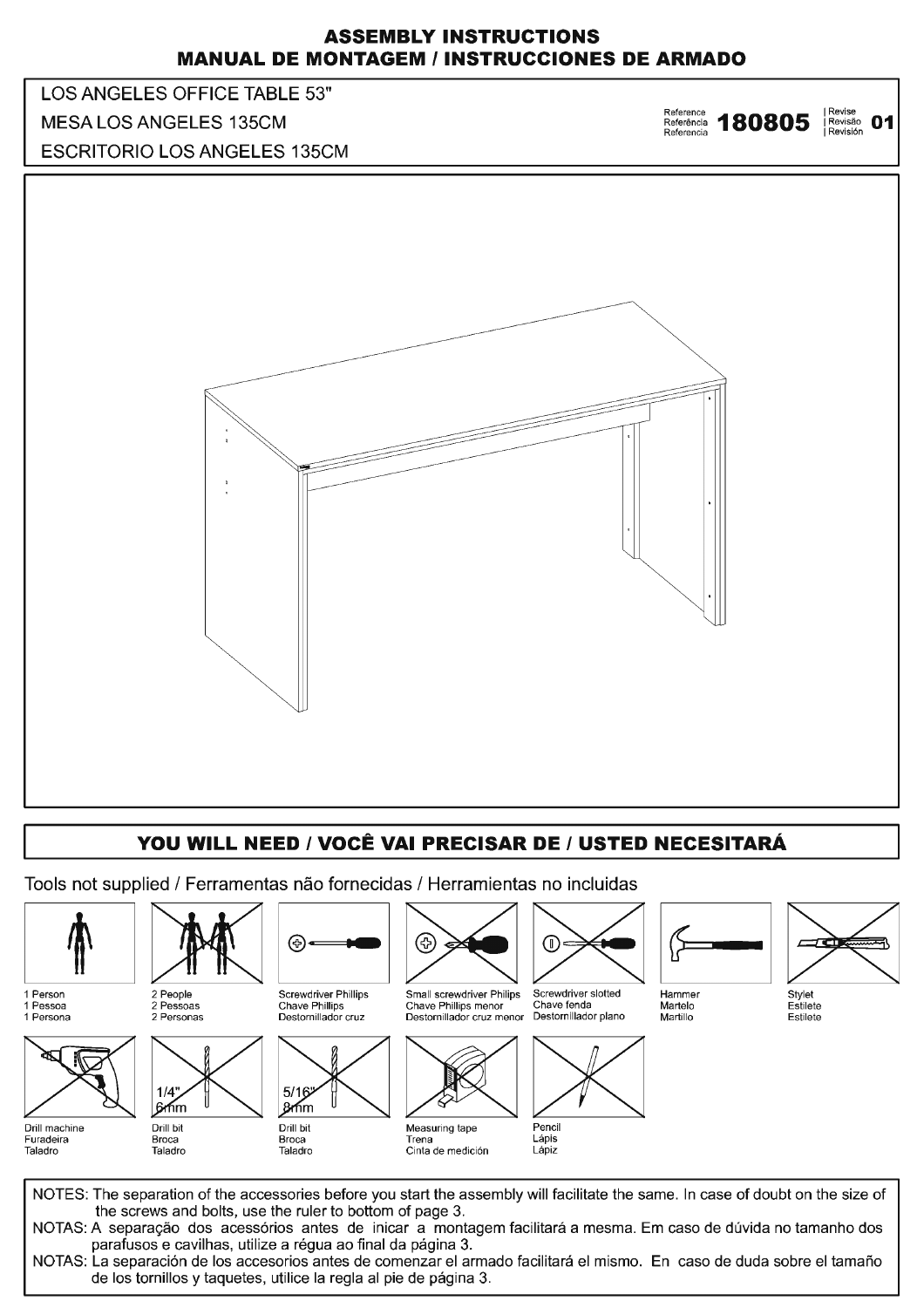# ASSEMBLY INSTRUCTIONS
# MANUAL DE MONTAGEM / INSTRUCCIONES DE ARMADO

LOS ANGELES OFFICE TABLE 53"

MESA LOS ANGELES 135CM

ESCRITORIO LOS ANGELES 135CM

Reference / Referência / Referencia **180805** | Revise / Revisão / Revisión **01**

## YOU WILL NEED / VOCÊ VAI PRECISAR DE / USTED NECESITARÁ

Tools not supplied / Ferramentas não fornecidas / Herramientas no incluidas

- 1 Person / 1 Pessoa / 1 Persona
- 2 People / 2 Pessoas / 2 Personas
- Screwdriver Phillips / Chave Phillips / Destornillador cruz
- Small screwdriver Philips / Chave Phillips menor / Destornillador cruz menor
- Screwdriver slotted / Chave fenda / Destornillador plano
- Hammer / Martelo / Martillo
- Stylet / Estilete / Estilete
- Drill machine / Furadeira / Taladro
- Drill bit / Broca / Taladro — 1/4" 6mm
- Drill bit / Broca / Taladro — 5/16" 8mm
- Measuring tape / Trena / Cinta de medición
- Pencil / Lápis / Lápiz

NOTES: The separation of the accessories before you start the assembly will facilitate the same. In case of doubt on the size of the screws and bolts, use the ruler to bottom of page 3.

NOTAS: A separação dos acessórios antes de inicar a montagem facilitará a mesma. Em caso de dúvida no tamanho dos parafusos e cavilhas, utilize a régua ao final da página 3.

NOTAS: La separación de los accesorios antes de comenzar el armado facilitará el mismo. En caso de duda sobre el tamaño de los tornillos y taquetes, utilice la regla al pie de página 3.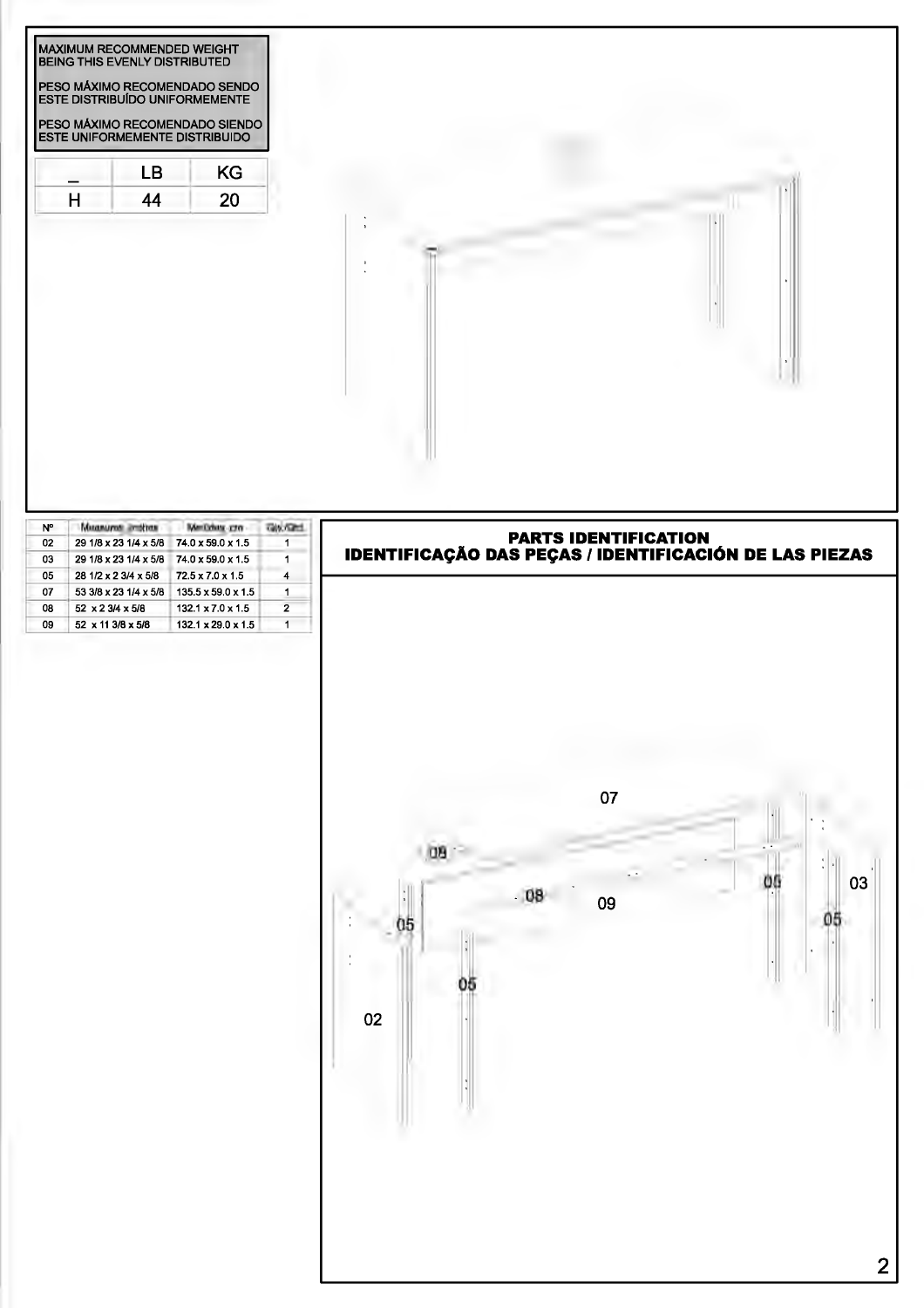MAXIMUM RECOMMENDED WEIGHT BEING THIS EVENLY DISTRIBUTED

PESO MÁXIMO RECOMENDADO SENDO ESTE DISTRIBUÍDO UNIFORMEMENTE

PESO MÁXIMO RECOMENDADO SIENDO ESTE UNIFORMEMENTE DISTRIBUIDO

| _ | LB | KG |
|---|---|---|
| H | 44 | 20 |

| Nº | Measures inches | Medidas cm | Qty./Qtd. |
|---|---|---|---|
| 02 | 29 1/8 x 23 1/4 x 5/8 | 74.0 x 59.0 x 1.5 | 1 |
| 03 | 29 1/8 x 23 1/4 x 5/8 | 74.0 x 59.0 x 1.5 | 1 |
| 05 | 28 1/2 x 2 3/4 x 5/8 | 72.5 x 7.0 x 1.5 | 4 |
| 07 | 53 3/8 x 23 1/4 x 5/8 | 135.5 x 59.0 x 1.5 | 1 |
| 08 | 52 x 2 3/4 x 5/8 | 132.1 x 7.0 x 1.5 | 2 |
| 09 | 52 x 11 3/8 x 5/8 | 132.1 x 29.0 x 1.5 | 1 |

## PARTS IDENTIFICATION
## IDENTIFICAÇÃO DAS PEÇAS / IDENTIFICACIÓN DE LAS PIEZAS

07

08

08

09

05

05

05

05

02

03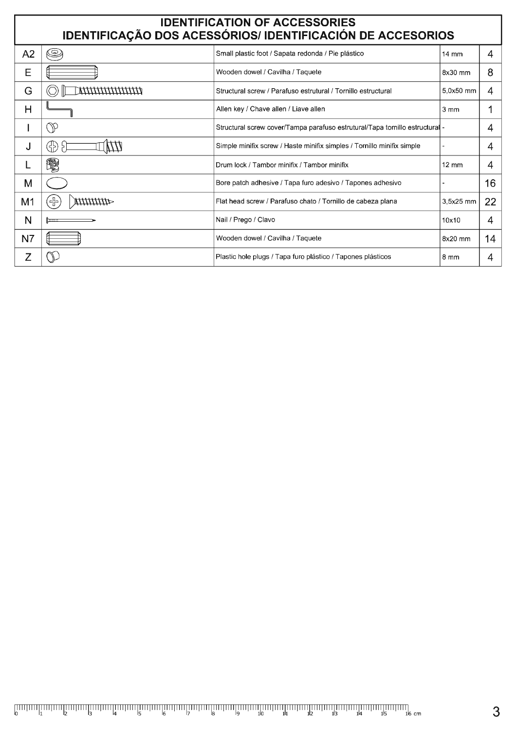# IDENTIFICATION OF ACCESSORIES
## IDENTIFICAÇÃO DOS ACESSÓRIOS/ IDENTIFICACIÓN DE ACCESORIOS

| | | | | |
|---|---|---|---|---|
| A2 | | Small plastic foot / Sapata redonda / Pie plástico | 14 mm | 4 |
| E | | Wooden dowel / Cavilha / Taquete | 8x30 mm | 8 |
| G | | Structural screw / Parafuso estrutural / Tornillo estructural | 5,0x50 mm | 4 |
| H | | Allen key / Chave allen / Liave allen | 3 mm | 1 |
| I | | Structural screw cover/Tampa parafuso estrutural/Tapa tornillo estructural | - | 4 |
| J | | Simple minifix screw / Haste minifix simples / Tornillo minifix simple | - | 4 |
| L | | Drum lock / Tambor minifix / Tambor minifix | 12 mm | 4 |
| M | | Bore patch adhesive / Tapa furo adesivo / Tapones adhesivo | - | 16 |
| M1 | | Flat head screw / Parafuso chato / Tornillo de cabeza plana | 3,5x25 mm | 22 |
| N | | Nail / Prego / Clavo | 10x10 | 4 |
| N7 | | Wooden dowel / Cavilha / Taquete | 8x20 mm | 14 |
| Z | | Plastic hole plugs / Tapa furo plástico / Tapones plásticos | 8 mm | 4 |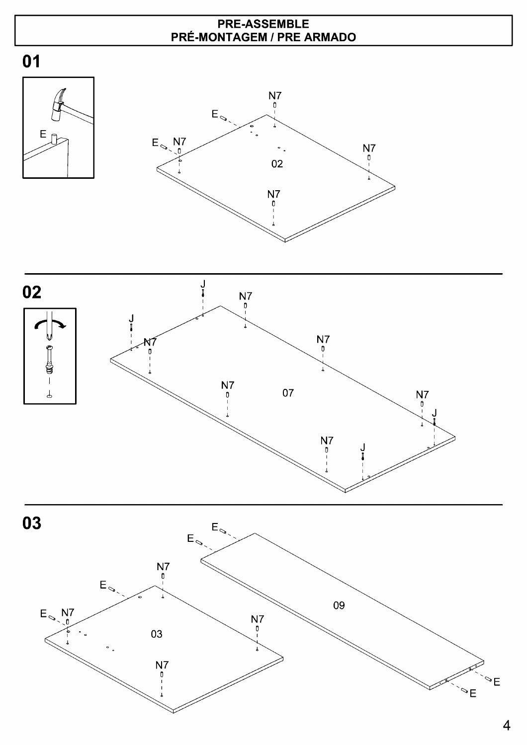# PRE-ASSEMBLE
# PRÉ-MONTAGEM / PRE ARMADO

## 01

E

N7

E

E N7

N7

02

N7

## 02

J

N7

J

N7

N7

N7

07

N7

J

N7

J

## 03

E

E

N7

E

09

E N7

N7

03

N7

E

E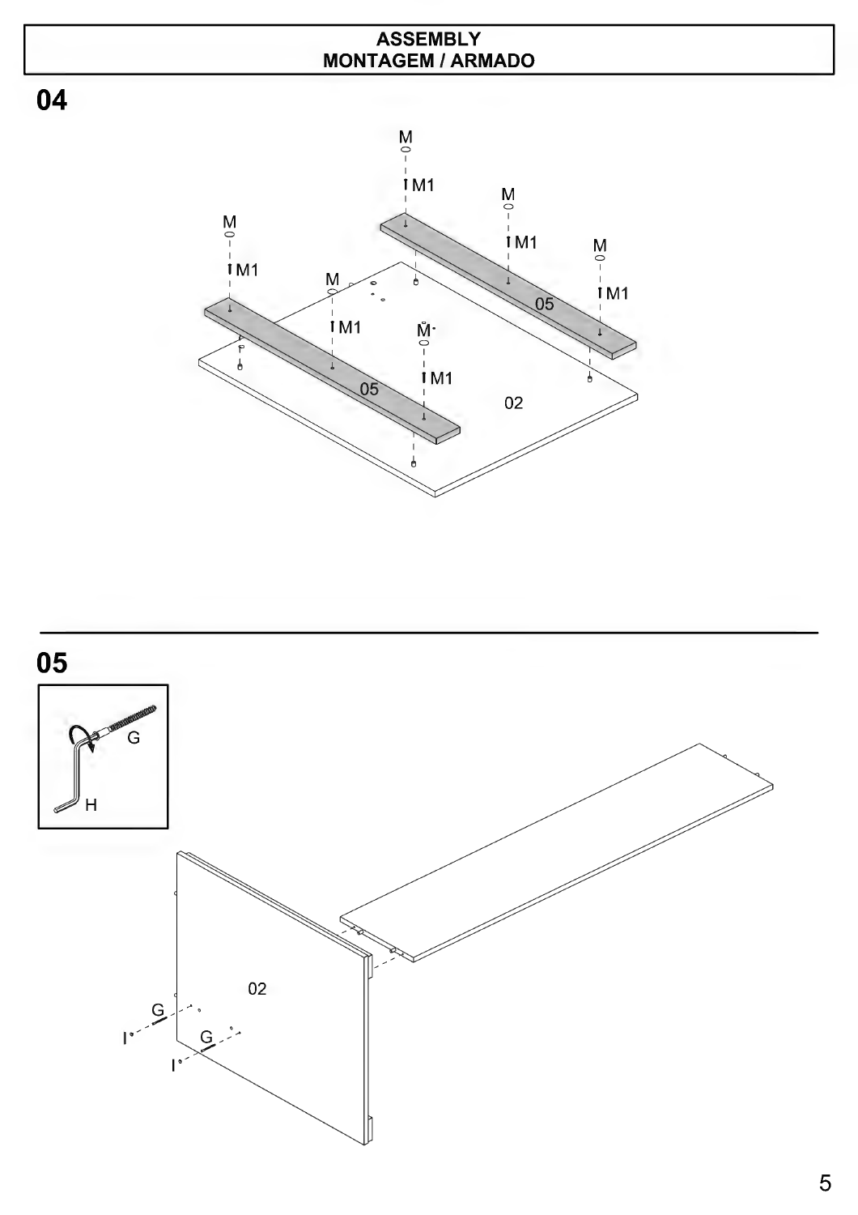# ASSEMBLY
## MONTAGEM / ARMADO

## 04

M
M1
05
02

## 05

G
H
02
I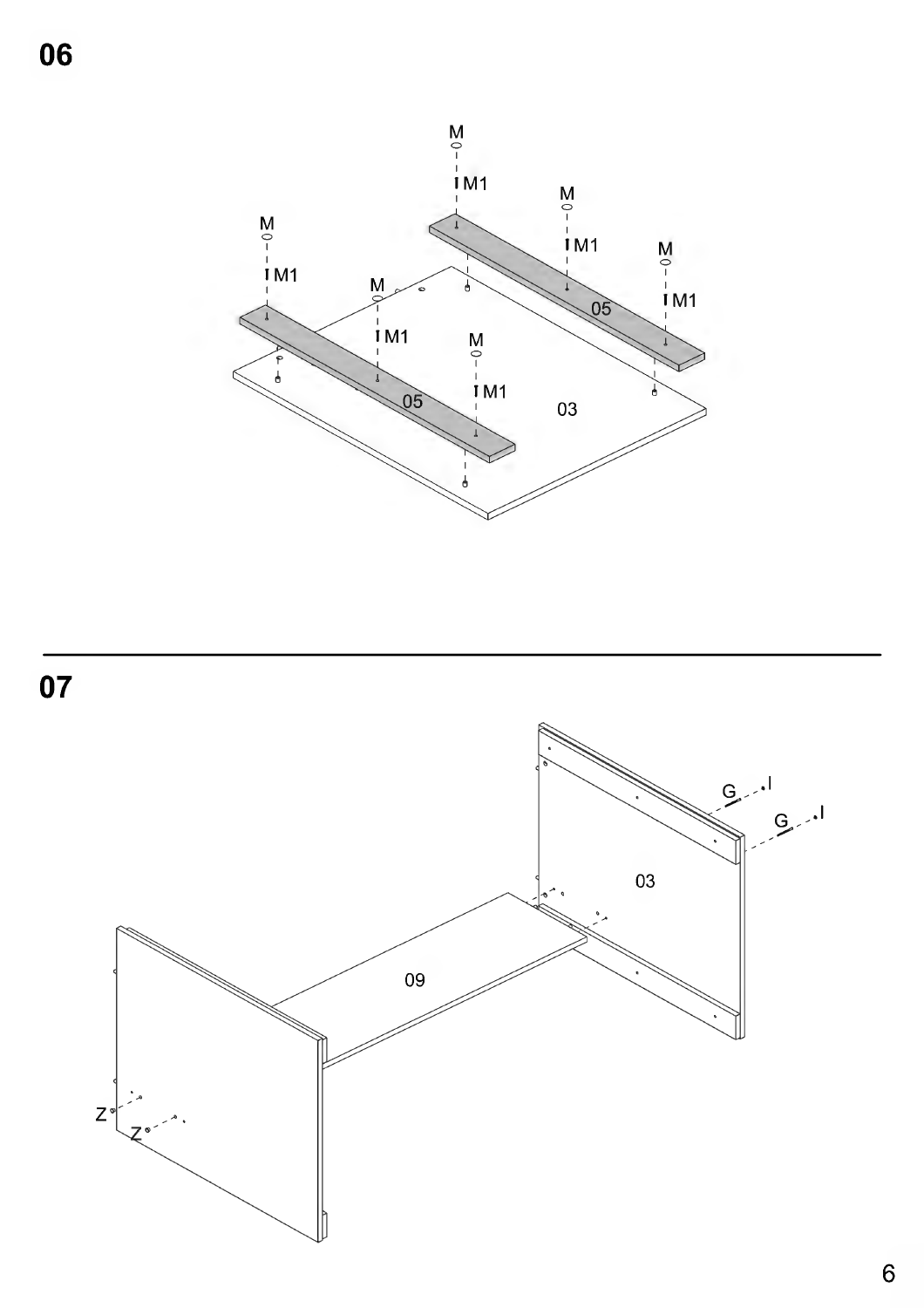## 06

M

M1

M

M1

M

M1

M

M1

M

M1

M

M1

05

05

03

---

## 07

G

I

G

I

03

09

Z

Z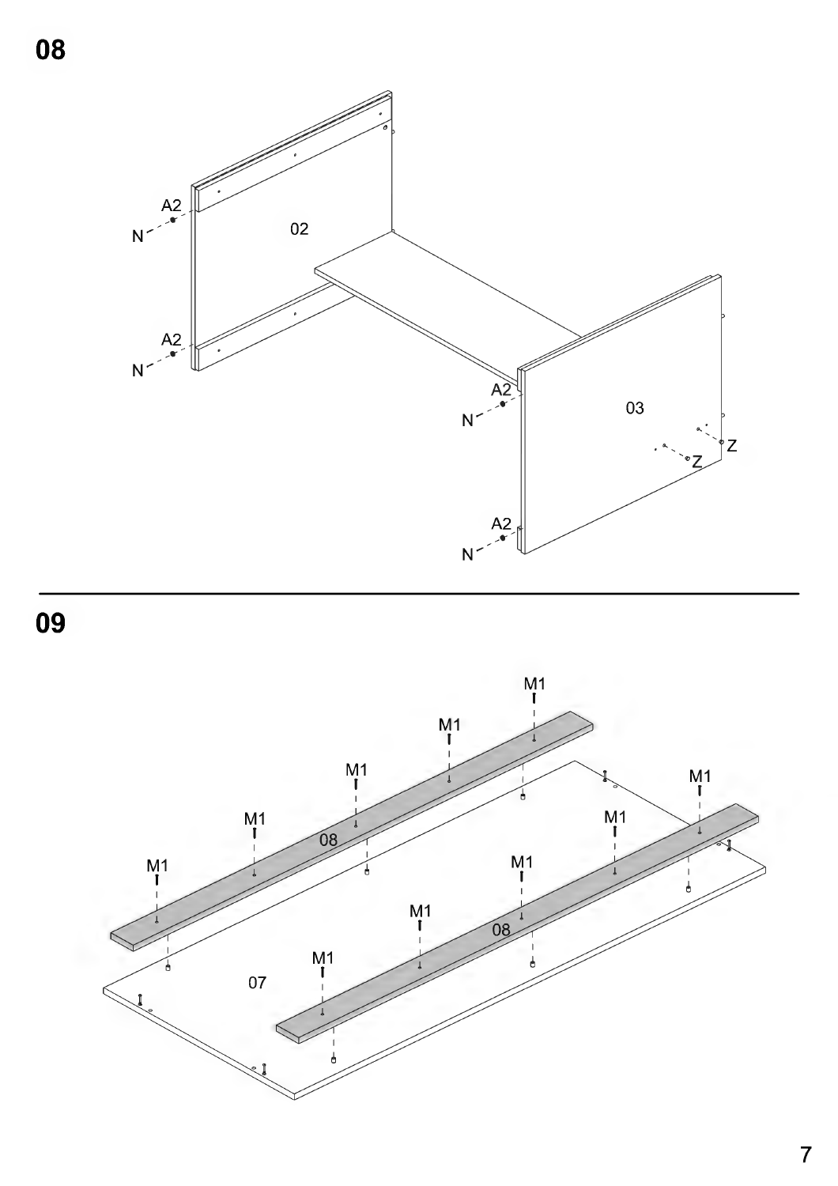## 08

A2

N

02

A2

N

A2

N

03

Z

Z

A2

N

## 09

M1

M1

M1

M1

M1

M1

08

M1

M1

M1

M1

M1

07

08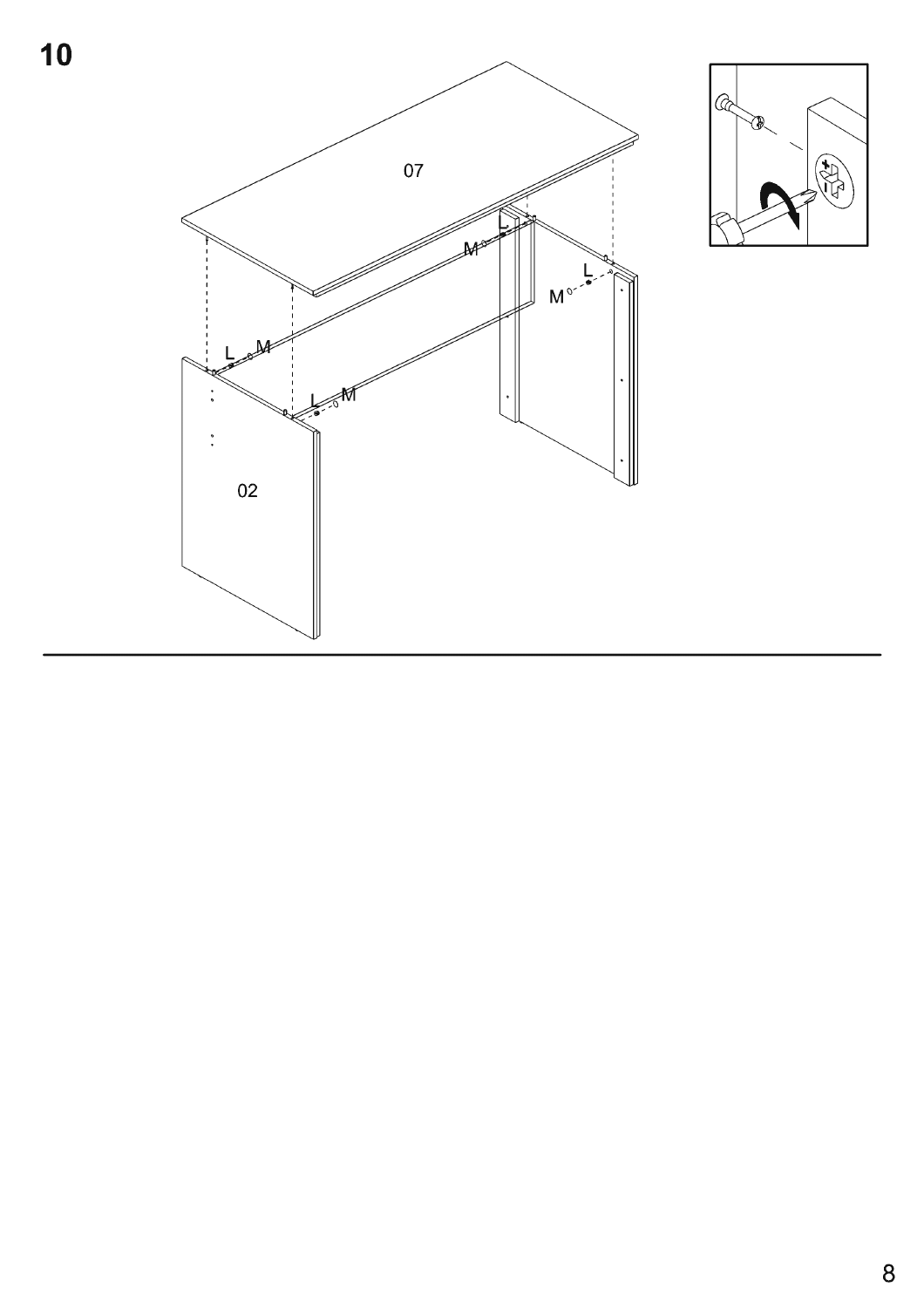10

07

L
M
L
M
L
M
L
M

02